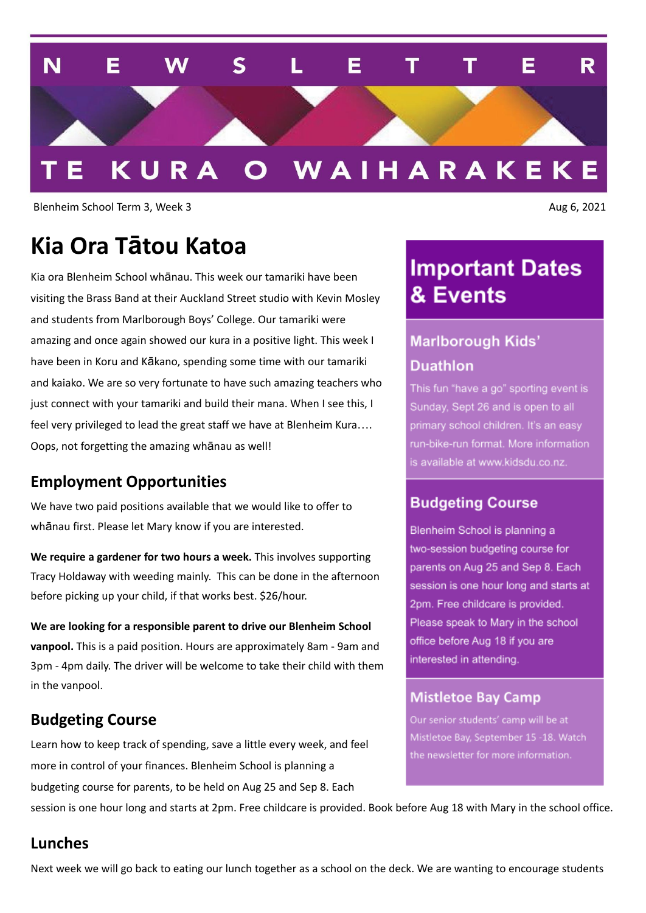# NEWSLETTER

# TE KURA O WAIHARAKEKE

Blenheim School Term 3, Week 3

Aug 6, 2021

## Kia Ora Tātou Katoa

Kia ora Blenheim School whānau. This week our tamariki have been visiting the Brass Band at their Auckland Street studio with Kevin Mosley and students from Marlborough Boys' College. Our tamariki were amazing and once again showed our kura in a positive light. This week I have been in Koru and Kākano, spending some time with our tamariki and kaiako. We are so very fortunate to have such amazing teachers who just connect with your tamariki and build their mana. When I see this, I feel very privileged to lead the great staff we have at Blenheim Kura…. Oops, not forgetting the amazing whānau as well!

### Employment Opportunities

We have two paid positions available that we would like to offer to whānau first. Please let Mary know if you are interested.

**We require a gardener for two hours a week.** This involves supporting Tracy Holdaway with weeding mainly. This can be done in the afternoon before picking up your child, if that works best. $26/hour.

**We are looking for a responsible parent to drive our Blenheim School vanpool.** This is a paid position. Hours are approximately 8am - 9am and 3pm - 4pm daily. The driver will be welcome to take their child with them in the vanpool.

### Budgeting Course

Learn how to keep track of spending, save a little every week, and feel more in control of your finances. Blenheim School is planning a budgeting course for parents, to be held on Aug 25 and Sep 8. Each session is one hour long and starts at 2pm. Free childcare is provided. Book before Aug 18 with Mary in the school office.

### Lunches

Next week we will go back to eating our lunch together as a school on the deck. We are wanting to encourage students

## Important Dates & Events

### Marlborough Kids' Duathlon

This fun "have a go" sporting event is Sunday, Sept 26 and is open to all primary school children. It's an easy run-bike-run format. More information is available at www.kidsdu.co.nz.

### Budgeting Course

Blenheim School is planning a two-session budgeting course for parents on Aug 25 and Sep 8. Each session is one hour long and starts at 2pm. Free childcare is provided. Please speak to Mary in the school office before Aug 18 if you are interested in attending.

### Mistletoe Bay Camp

Our senior students' camp will be at Mistletoe Bay, September 15 -18. Watch the newsletter for more information.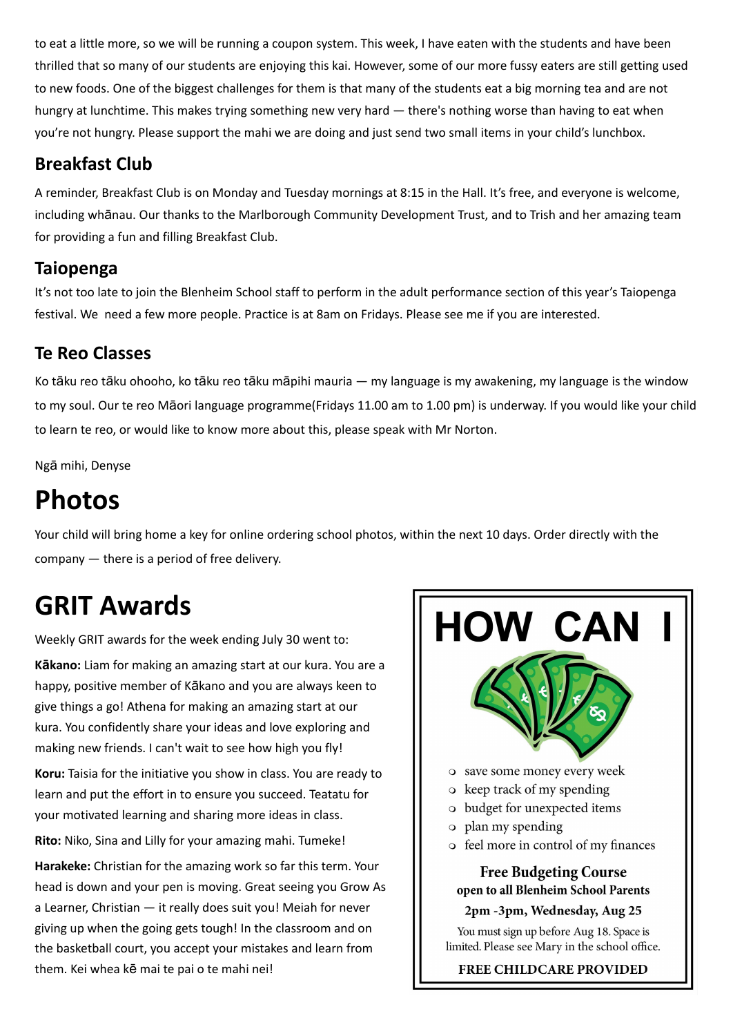to eat a little more, so we will be running a coupon system. This week, I have eaten with the students and have been thrilled that so many of our students are enjoying this kai. However, some of our more fussy eaters are still getting used to new foods. One of the biggest challenges for them is that many of the students eat a big morning tea and are not hungry at lunchtime. This makes trying something new very hard — there's nothing worse than having to eat when you're not hungry. Please support the mahi we are doing and just send two small items in your child's lunchbox.

### Breakfast Club

A reminder, Breakfast Club is on Monday and Tuesday mornings at 8:15 in the Hall. It's free, and everyone is welcome, including whānau. Our thanks to the Marlborough Community Development Trust, and to Trish and her amazing team for providing a fun and filling Breakfast Club.

### Taiopenga

It's not too late to join the Blenheim School staff to perform in the adult performance section of this year's Taiopenga festival. We need a few more people. Practice is at 8am on Fridays. Please see me if you are interested.

### Te Reo Classes

Ko tāku reo tāku ohooho, ko tāku reo tāku māpihi mauria — my language is my awakening, my language is the window to my soul. Our te reo Māori language programme(Fridays 11.00 am to 1.00 pm) is underway. If you would like your child to learn te reo, or would like to know more about this, please speak with Mr Norton.

Ngā mihi, Denyse

# Photos

Your child will bring home a key for online ordering school photos, within the next 10 days. Order directly with the company — there is a period of free delivery.

# GRIT Awards

Weekly GRIT awards for the week ending July 30 went to:

**Kākano:** Liam for making an amazing start at our kura. You are a happy, positive member of Kākano and you are always keen to give things a go! Athena for making an amazing start at our kura. You confidently share your ideas and love exploring and making new friends. I can't wait to see how high you fly!

**Koru:** Taisia for the initiative you show in class. You are ready to learn and put the effort in to ensure you succeed. Teatatu for your motivated learning and sharing more ideas in class.

**Rito:** Niko, Sina and Lilly for your amazing mahi. Tumeke!

**Harakeke:** Christian for the amazing work so far this term. Your head is down and your pen is moving. Great seeing you Grow As a Learner, Christian — it really does suit you! Meiah for never giving up when the going gets tough! In the classroom and on the basketball court, you accept your mistakes and learn from them. Kei whea kē mai te pai o te mahi nei!

## HOW CAN I

- save some money every week
- keep track of my spending
- budget for unexpected items
- plan my spending
- feel more in control of my finances

**Free Budgeting Course**

**open to all Blenheim School Parents**

**2pm -3pm, Wednesday, Aug 25**

You must sign up before Aug 18. Space is limited. Please see Mary in the school office.

**FREE CHILDCARE PROVIDED**